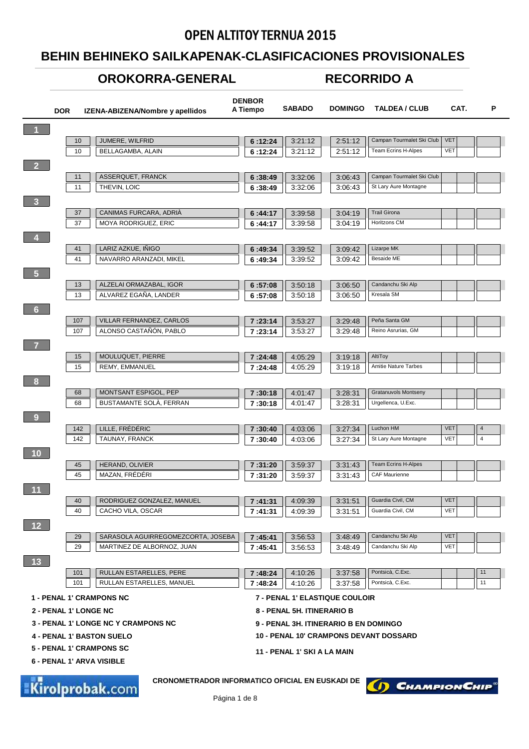# OPEN ALTITOY TERNUA 2015

## BEHIN BEHINEKO SAILKAPENAK-CLASIFICACIONES PROVISIONALES

### OROKORRA-GENERAL — RECORRIDO A

| Pos. | DOR | IZENA-ABIZENA/Nombre y apellidos | DENBOR A Tiempo | SABADO | DOMINGO | TALDEA / CLUB | CAT. | | P |
|---|---|---|---|---|---|---|---|---|---|
| 1 | 10 | JUMERE, WILFRID | 6 :12:24 | 3:21:12 | 2:51:12 | Campan Tourmalet Ski Club | VET | | |
| | 10 | BELLAGAMBA, ALAIN | 6 :12:24 | 3:21:12 | 2:51:12 | Team Ecrins H-Alpes | VET | | |
| 2 | 11 | ASSERQUET, FRANCK | 6 :38:49 | 3:32:06 | 3:06:43 | Campan Tourmalet Ski Club | | | |
| | 11 | THEVIN, LOIC | 6 :38:49 | 3:32:06 | 3:06:43 | St Lary Aure Montagne | | | |
| 3 | 37 | CANIMAS FURCARA, ADRIÀ | 6 :44:17 | 3:39:58 | 3:04:19 | Trail Girona | | | |
| | 37 | MOYA RODRIGUEZ, ERIC | 6 :44:17 | 3:39:58 | 3:04:19 | Horitzons CM | | | |
| 4 | 41 | LARIZ AZKUE, IÑIGO | 6 :49:34 | 3:39:52 | 3:09:42 | Lizarpe MK | | | |
| | 41 | NAVARRO ARANZADI, MIKEL | 6 :49:34 | 3:39:52 | 3:09:42 | Besaide ME | | | |
| 5 | 13 | ALZELAI ORMAZABAL, IGOR | 6 :57:08 | 3:50:18 | 3:06:50 | Candanchu Ski Alp | | | |
| | 13 | ALVAREZ EGAÑA, LANDER | 6 :57:08 | 3:50:18 | 3:06:50 | Kresala SM | | | |
| 6 | 107 | VILLAR FERNANDEZ, CARLOS | 7 :23:14 | 3:53:27 | 3:29:48 | Peña Santa GM | | | |
| | 107 | ALONSO CASTAÑÓN, PABLO | 7 :23:14 | 3:53:27 | 3:29:48 | Reino Asrurias, GM | | | |
| 7 | 15 | MOULUQUET, PIERRE | 7 :24:48 | 4:05:29 | 3:19:18 | AltiToy | | | |
| | 15 | REMY, EMMANUEL | 7 :24:48 | 4:05:29 | 3:19:18 | Amitie Nature Tarbes | | | |
| 8 | 68 | MONTSANT ESPIGOL, PEP | 7 :30:18 | 4:01:47 | 3:28:31 | Gratanuvols Montseny | | | |
| | 68 | BUSTAMANTE SOLÀ, FERRAN | 7 :30:18 | 4:01:47 | 3:28:31 | Urgellenca, U.Exc. | | | |
| 9 | 142 | LILLE, FRÉDÉRIC | 7 :30:40 | 4:03:06 | 3:27:34 | Luchon HM | VET | | 4 |
| | 142 | TAUNAY, FRANCK | 7 :30:40 | 4:03:06 | 3:27:34 | St Lary Aure Montagne | VET | | 4 |
| 10 | 45 | HERAND, OLIVIER | 7 :31:20 | 3:59:37 | 3:31:43 | Team Ecrins H-Alpes | | | |
| | 45 | MAZAN, FRÉDÉRI | 7 :31:20 | 3:59:37 | 3:31:43 | CAF Maurienne | | | |
| 11 | 40 | RODRIGUEZ GONZALEZ, MANUEL | 7 :41:31 | 4:09:39 | 3:31:51 | Guardia Civil, CM | VET | | |
| | 40 | CACHO VILA, OSCAR | 7 :41:31 | 4:09:39 | 3:31:51 | Guardia Civil, CM | VET | | |
| 12 | 29 | SARASOLA AGUIRREGOMEZCORTA, JOSEBA | 7 :45:41 | 3:56:53 | 3:48:49 | Candanchu Ski Alp | VET | | |
| | 29 | MARTINEZ DE ALBORNOZ, JUAN | 7 :45:41 | 3:56:53 | 3:48:49 | Candanchu Ski Alp | VET | | |
| 13 | 101 | RULLAN ESTARELLES, PERE | 7 :48:24 | 4:10:26 | 3:37:58 | Pontsicà, C.Exc. | | | 11 |
| | 101 | RULLAN ESTARELLES, MANUEL | 7 :48:24 | 4:10:26 | 3:37:58 | Pontsicà, C.Exc. | | | 11 |

- 1 - PENAL 1' CRAMPONS NC
- 2 - PENAL 1' LONGE NC
- 3 - PENAL 1' LONGE NC Y CRAMPONS NC
- 4 - PENAL 1' BASTON SUELO
- 5 - PENAL 1' CRAMPONS SC
- 6 - PENAL 1' ARVA VISIBLE
- 7 - PENAL 1' ELASTIQUE COULOIR
- 8 - PENAL 5H. ITINERARIO B
- 9 - PENAL 3H. ITINERARIO B EN DOMINGO
- 10 - PENAL 10' CRAMPONS DEVANT DOSSARD
- 11 - PENAL 1' SKI A LA MAIN

Kirolprobak.com — **CRONOMETRADOR INFORMATICO OFICIAL EN EUSKADI DE** ChampionChip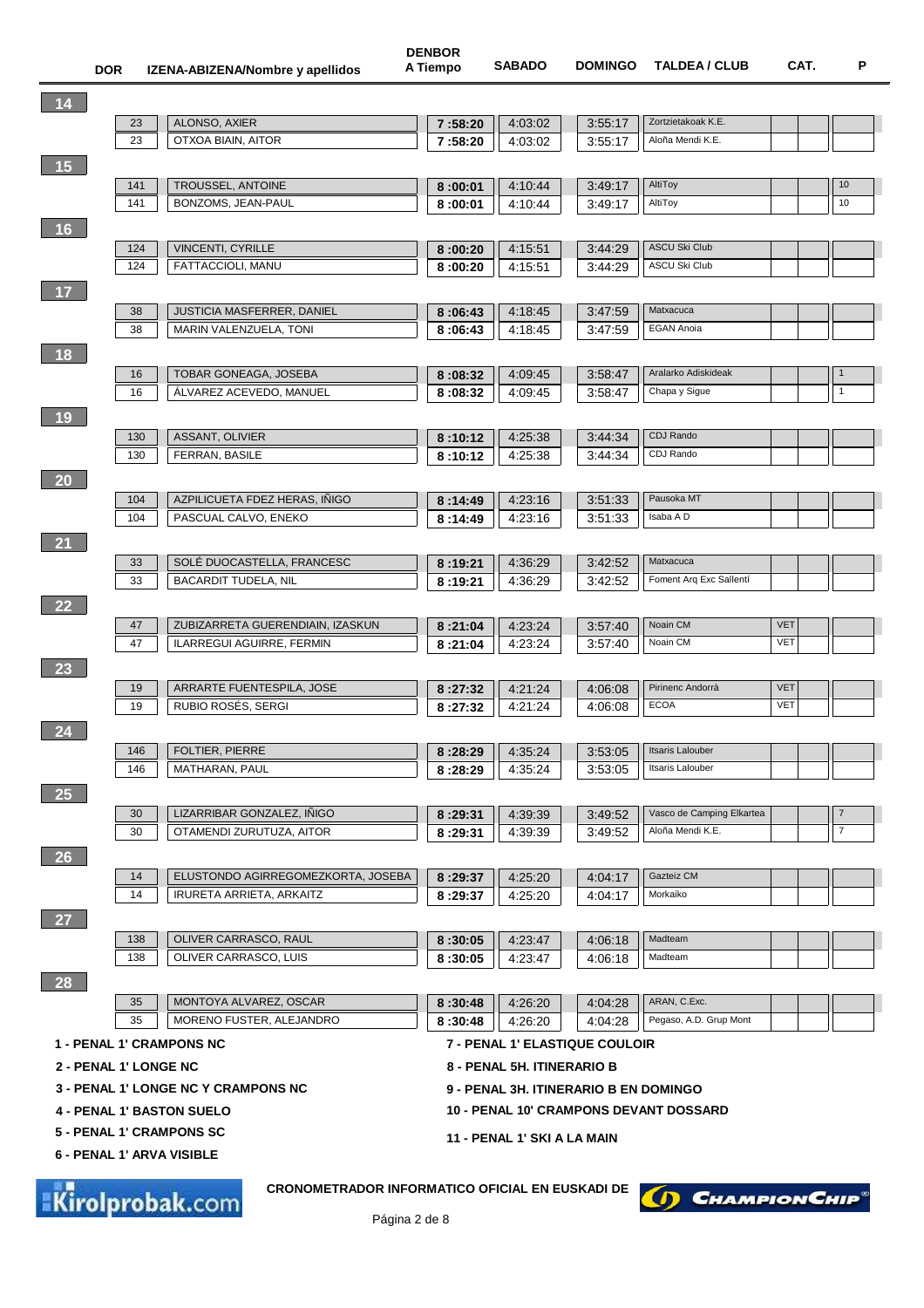| | DOR | IZENA-ABIZENA/Nombre y apellidos | DENBOR A Tiempo | SABADO | DOMINGO | TALDEA / CLUB | CAT. | | P |
|---|---|---|---|---|---|---|---|---|---|
| 14 | | | | | | | | | |
| | 23 | ALONSO, AXIER | 7 :58:20 | 4:03:02 | 3:55:17 | Zortzietakoak K.E. | | | |
| | 23 | OTXOA BIAIN, AITOR | 7 :58:20 | 4:03:02 | 3:55:17 | Aloña Mendi K.E. | | | |
| 15 | | | | | | | | | |
| | 141 | TROUSSEL, ANTOINE | 8 :00:01 | 4:10:44 | 3:49:17 | AltiToy | | | 10 |
| | 141 | BONZOMS, JEAN-PAUL | 8 :00:01 | 4:10:44 | 3:49:17 | AltiToy | | | 10 |
| 16 | | | | | | | | | |
| | 124 | VINCENTI, CYRILLE | 8 :00:20 | 4:15:51 | 3:44:29 | ASCU Ski Club | | | |
| | 124 | FATTACCIOLI, MANU | 8 :00:20 | 4:15:51 | 3:44:29 | ASCU Ski Club | | | |
| 17 | | | | | | | | | |
| | 38 | JUSTICIA MASFERRER, DANIEL | 8 :06:43 | 4:18:45 | 3:47:59 | Matxacuca | | | |
| | 38 | MARIN VALENZUELA, TONI | 8 :06:43 | 4:18:45 | 3:47:59 | EGAN Anoia | | | |
| 18 | | | | | | | | | |
| | 16 | TOBAR GONEAGA, JOSEBA | 8 :08:32 | 4:09:45 | 3:58:47 | Aralarko Adiskideak | | | 1 |
| | 16 | ÁLVAREZ ACEVEDO, MANUEL | 8 :08:32 | 4:09:45 | 3:58:47 | Chapa y Sigue | | | 1 |
| 19 | | | | | | | | | |
| | 130 | ASSANT, OLIVIER | 8 :10:12 | 4:25:38 | 3:44:34 | CDJ Rando | | | |
| | 130 | FERRAN, BASILE | 8 :10:12 | 4:25:38 | 3:44:34 | CDJ Rando | | | |
| 20 | | | | | | | | | |
| | 104 | AZPILICUETA FDEZ HERAS, IÑIGO | 8 :14:49 | 4:23:16 | 3:51:33 | Pausoka MT | | | |
| | 104 | PASCUAL CALVO, ENEKO | 8 :14:49 | 4:23:16 | 3:51:33 | Isaba A D | | | |
| 21 | | | | | | | | | |
| | 33 | SOLÉ DUOCASTELLA, FRANCESC | 8 :19:21 | 4:36:29 | 3:42:52 | Matxacuca | | | |
| | 33 | BACARDIT TUDELA, NIL | 8 :19:21 | 4:36:29 | 3:42:52 | Foment Arq Exc Sallentí | | | |
| 22 | | | | | | | | | |
| | 47 | ZUBIZARRETA GUERENDIAIN, IZASKUN | 8 :21:04 | 4:23:24 | 3:57:40 | Noain CM | VET | | |
| | 47 | ILARREGUI AGUIRRE, FERMIN | 8 :21:04 | 4:23:24 | 3:57:40 | Noain CM | VET | | |
| 23 | | | | | | | | | |
| | 19 | ARRARTE FUENTESPILA, JOSE | 8 :27:32 | 4:21:24 | 4:06:08 | Pirinenc Andorrà | VET | | |
| | 19 | RUBIO ROSÉS, SERGI | 8 :27:32 | 4:21:24 | 4:06:08 | ECOA | VET | | |
| 24 | | | | | | | | | |
| | 146 | FOLTIER, PIERRE | 8 :28:29 | 4:35:24 | 3:53:05 | Itsaris Lalouber | | | |
| | 146 | MATHARAN, PAUL | 8 :28:29 | 4:35:24 | 3:53:05 | Itsaris Lalouber | | | |
| 25 | | | | | | | | | |
| | 30 | LIZARRIBAR GONZALEZ, IÑIGO | 8 :29:31 | 4:39:39 | 3:49:52 | Vasco de Camping Elkartea | | | 7 |
| | 30 | OTAMENDI ZURUTUZA, AITOR | 8 :29:31 | 4:39:39 | 3:49:52 | Aloña Mendi K.E. | | | 7 |
| 26 | | | | | | | | | |
| | 14 | ELUSTONDO AGIRREGOMEZKORTA, JOSEBA | 8 :29:37 | 4:25:20 | 4:04:17 | Gazteiz CM | | | |
| | 14 | IRURETA ARRIETA, ARKAITZ | 8 :29:37 | 4:25:20 | 4:04:17 | Morkaiko | | | |
| 27 | | | | | | | | | |
| | 138 | OLIVER CARRASCO, RAUL | 8 :30:05 | 4:23:47 | 4:06:18 | Madteam | | | |
| | 138 | OLIVER CARRASCO, LUIS | 8 :30:05 | 4:23:47 | 4:06:18 | Madteam | | | |
| 28 | | | | | | | | | |
| | 35 | MONTOYA ALVAREZ, OSCAR | 8 :30:48 | 4:26:20 | 4:04:28 | ARAN, C.Exc. | | | |
| | 35 | MORENO FUSTER, ALEJANDRO | 8 :30:48 | 4:26:20 | 4:04:28 | Pegaso, A.D. Grup Mont | | | |

**1 - PENAL 1' CRAMPONS NC**

**2 - PENAL 1' LONGE NC**

**3 - PENAL 1' LONGE NC Y CRAMPONS NC**

**4 - PENAL 1' BASTON SUELO**

**5 - PENAL 1' CRAMPONS SC**

**6 - PENAL 1' ARVA VISIBLE**

**7 - PENAL 1' ELASTIQUE COULOIR**

**8 - PENAL 5H. ITINERARIO B**

**9 - PENAL 3H. ITINERARIO B EN DOMINGO**

**10 - PENAL 10' CRAMPONS DEVANT DOSSARD**

**11 - PENAL 1' SKI A LA MAIN**

Kirolprobak.com

**CRONOMETRADOR INFORMATICO OFICIAL EN EUSKADI DE** ChampionChip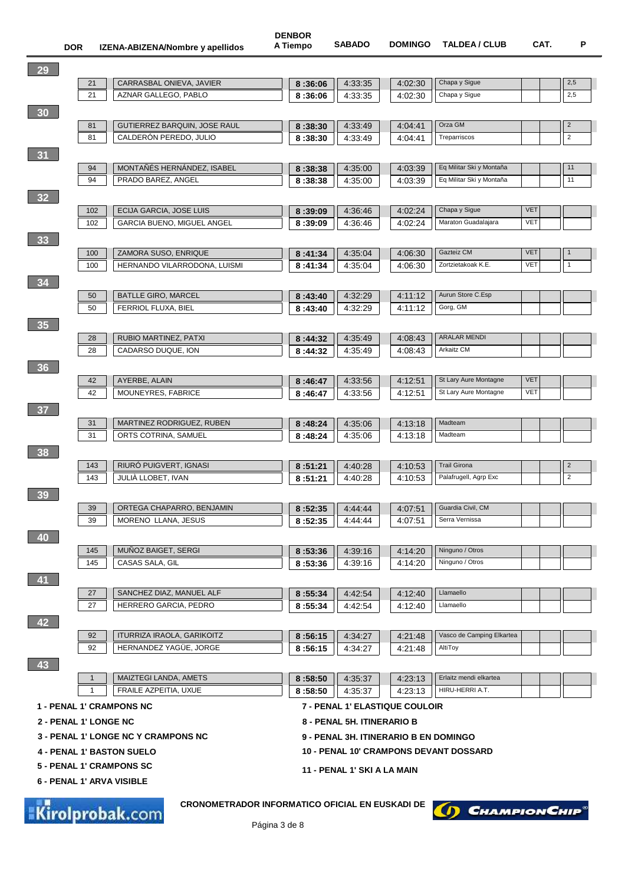| | DOR | IZENA-ABIZENA/Nombre y apellidos | DENBOR A Tiempo | SABADO | DOMINGO | TALDEA / CLUB | CAT. | | P |
|---|---|---|---|---|---|---|---|---|---|
| 29 | | | | | | | | | |
| | 21 | CARRASBAL ONIEVA, JAVIER | 8 :36:06 | 4:33:35 | 4:02:30 | Chapa y Sigue | | | 2,5 |
| | 21 | AZNAR GALLEGO, PABLO | 8 :36:06 | 4:33:35 | 4:02:30 | Chapa y Sigue | | | 2,5 |
| 30 | | | | | | | | | |
| | 81 | GUTIERREZ BARQUIN, JOSE RAUL | 8 :38:30 | 4:33:49 | 4:04:41 | Orza GM | | | 2 |
| | 81 | CALDERÓN PEREDO, JULIO | 8 :38:30 | 4:33:49 | 4:04:41 | Treparriscos | | | 2 |
| 31 | | | | | | | | | |
| | 94 | MONTAÑÉS HERNÁNDEZ, ISABEL | 8 :38:38 | 4:35:00 | 4:03:39 | Eq Militar Ski y Montaña | | | 11 |
| | 94 | PRADO BAREZ, ANGEL | 8 :38:38 | 4:35:00 | 4:03:39 | Eq Militar Ski y Montaña | | | 11 |
| 32 | | | | | | | | | |
| | 102 | ECIJA GARCIA, JOSE LUIS | 8 :39:09 | 4:36:46 | 4:02:24 | Chapa y Sigue | VET | | |
| | 102 | GARCIA BUENO, MIGUEL ANGEL | 8 :39:09 | 4:36:46 | 4:02:24 | Maraton Guadalajara | VET | | |
| 33 | | | | | | | | | |
| | 100 | ZAMORA SUSO, ENRIQUE | 8 :41:34 | 4:35:04 | 4:06:30 | Gazteiz CM | VET | | 1 |
| | 100 | HERNANDO VILARRODONA, LUISMI | 8 :41:34 | 4:35:04 | 4:06:30 | Zortzietakoak K.E. | VET | | 1 |
| 34 | | | | | | | | | |
| | 50 | BATLLE GIRO, MARCEL | 8 :43:40 | 4:32:29 | 4:11:12 | Aurun Store C.Esp | | | |
| | 50 | FERRIOL FLUXA, BIEL | 8 :43:40 | 4:32:29 | 4:11:12 | Gorg, GM | | | |
| 35 | | | | | | | | | |
| | 28 | RUBIO MARTINEZ, PATXI | 8 :44:32 | 4:35:49 | 4:08:43 | ARALAR MENDI | | | |
| | 28 | CADARSO DUQUE, ION | 8 :44:32 | 4:35:49 | 4:08:43 | Arkaitz CM | | | |
| 36 | | | | | | | | | |
| | 42 | AYERBE, ALAIN | 8 :46:47 | 4:33:56 | 4:12:51 | St Lary Aure Montagne | VET | | |
| | 42 | MOUNEYRES, FABRICE | 8 :46:47 | 4:33:56 | 4:12:51 | St Lary Aure Montagne | VET | | |
| 37 | | | | | | | | | |
| | 31 | MARTINEZ RODRIGUEZ, RUBEN | 8 :48:24 | 4:35:06 | 4:13:18 | Madteam | | | |
| | 31 | ORTS COTRINA, SAMUEL | 8 :48:24 | 4:35:06 | 4:13:18 | Madteam | | | |
| 38 | | | | | | | | | |
| | 143 | RIURÓ PUIGVERT, IGNASI | 8 :51:21 | 4:40:28 | 4:10:53 | Trail Girona | | | 2 |
| | 143 | JULIÀ LLOBET, IVAN | 8 :51:21 | 4:40:28 | 4:10:53 | Palafrugell, Agrp Exc | | | 2 |
| 39 | | | | | | | | | |
| | 39 | ORTEGA CHAPARRO, BENJAMIN | 8 :52:35 | 4:44:44 | 4:07:51 | Guardia Civil, CM | | | |
| | 39 | MORENO LLANA, JESUS | 8 :52:35 | 4:44:44 | 4:07:51 | Serra Vernissa | | | |
| 40 | | | | | | | | | |
| | 145 | MUÑOZ BAIGET, SERGI | 8 :53:36 | 4:39:16 | 4:14:20 | Ninguno / Otros | | | |
| | 145 | CASAS SALA, GIL | 8 :53:36 | 4:39:16 | 4:14:20 | Ninguno / Otros | | | |
| 41 | | | | | | | | | |
| | 27 | SANCHEZ DIAZ, MANUEL ALF | 8 :55:34 | 4:42:54 | 4:12:40 | Llamaello | | | |
| | 27 | HERRERO GARCIA, PEDRO | 8 :55:34 | 4:42:54 | 4:12:40 | Llamaello | | | |
| 42 | | | | | | | | | |
| | 92 | ITURRIZA IRAOLA, GARIKOITZ | 8 :56:15 | 4:34:27 | 4:21:48 | Vasco de Camping Elkartea | | | |
| | 92 | HERNANDEZ YAGÜE, JORGE | 8 :56:15 | 4:34:27 | 4:21:48 | AltiToy | | | |
| 43 | | | | | | | | | |
| | 1 | MAIZTEGI LANDA, AMETS | 8 :58:50 | 4:35:37 | 4:23:13 | Erlaitz mendi elkartea | | | |
| | 1 | FRAILE AZPEITIA, UXUE | 8 :58:50 | 4:35:37 | 4:23:13 | HIRU-HERRI A.T. | | | |

**1 - PENAL 1' CRAMPONS NC**
**2 - PENAL 1' LONGE NC**
**3 - PENAL 1' LONGE NC Y CRAMPONS NC**
**4 - PENAL 1' BASTON SUELO**
**5 - PENAL 1' CRAMPONS SC**
**6 - PENAL 1' ARVA VISIBLE**
**7 - PENAL 1' ELASTIQUE COULOIR**
**8 - PENAL 5H. ITINERARIO B**
**9 - PENAL 3H. ITINERARIO B EN DOMINGO**
**10 - PENAL 10' CRAMPONS DEVANT DOSSARD**
**11 - PENAL 1' SKI A LA MAIN**

Kirolprobak.com

**CRONOMETRADOR INFORMATICO OFICIAL EN EUSKADI DE** ChampionChip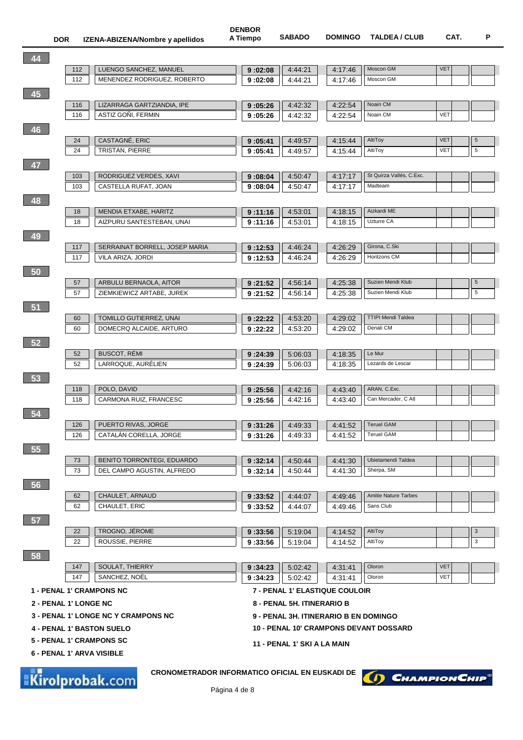| | DOR | IZENA-ABIZENA/Nombre y apellidos | DENBOR A Tiempo | SABADO | DOMINGO | TALDEA / CLUB | CAT. | | P |
|---|---|---|---|---|---|---|---|---|---|
| 44 | | | | | | | | | |
| | 112 | LUENGO SANCHEZ, MANUEL | 9 :02:08 | 4:44:21 | 4:17:46 | Moscon GM | VET | | |
| | 112 | MENENDEZ RODRIGUEZ, ROBERTO | 9 :02:08 | 4:44:21 | 4:17:46 | Moscon GM | | | |
| 45 | | | | | | | | | |
| | 116 | LIZARRAGA GARTZIANDIA, IPE | 9 :05:26 | 4:42:32 | 4:22:54 | Noain CM | | | |
| | 116 | ASTIZ GOÑI, FERMIN | 9 :05:26 | 4:42:32 | 4:22:54 | Noain CM | VET | | |
| 46 | | | | | | | | | |
| | 24 | CASTAGNÉ, ERIC | 9 :05:41 | 4:49:57 | 4:15:44 | AltiToy | VET | | 5 |
| | 24 | TRISTAN, PIERRE | 9 :05:41 | 4:49:57 | 4:15:44 | AltiToy | VET | | 5 |
| 47 | | | | | | | | | |
| | 103 | RODRIGUEZ VERDES, XAVI | 9 :08:04 | 4:50:47 | 4:17:17 | St Quirza Vallés, C.Exc. | | | |
| | 103 | CASTELLA RUFAT, JOAN | 9 :08:04 | 4:50:47 | 4:17:17 | Madteam | | | |
| 48 | | | | | | | | | |
| | 18 | MENDIA ETXABE, HARITZ | 9 :11:16 | 4:53:01 | 4:18:15 | Aizkardi ME | | | |
| | 18 | AIZPURU SANTESTEBAN, UNAI | 9 :11:16 | 4:53:01 | 4:18:15 | Uzturre CA | | | |
| 49 | | | | | | | | | |
| | 117 | SERRAINAT BORRELL, JOSEP MARIA | 9 :12:53 | 4:46:24 | 4:26:29 | Girona, C.Ski | | | |
| | 117 | VILA ARIZA, JORDI | 9 :12:53 | 4:46:24 | 4:26:29 | Horitzons CM | | | |
| 50 | | | | | | | | | |
| | 57 | ARBULU BERNAOLA, AITOR | 9 :21:52 | 4:56:14 | 4:25:38 | Suzien Mendi Klub | | | 5 |
| | 57 | ZIEMKIEWICZ ARTABE, JUREK | 9 :21:52 | 4:56:14 | 4:25:38 | Suzien Mendi Klub | | | 5 |
| 51 | | | | | | | | | |
| | 60 | TOMILLO GUTIERREZ, UNAI | 9 :22:22 | 4:53:20 | 4:29:02 | TTIPI Mendi Taldea | | | |
| | 60 | DOMECRQ ALCAIDE, ARTURO | 9 :22:22 | 4:53:20 | 4:29:02 | Denali CM | | | |
| 52 | | | | | | | | | |
| | 52 | BUSCOT, RÉMI | 9 :24:39 | 5:06:03 | 4:18:35 | Le Mur | | | |
| | 52 | LARROQUE, AURÉLIEN | 9 :24:39 | 5:06:03 | 4:18:35 | Lezards de Lescar | | | |
| 53 | | | | | | | | | |
| | 118 | POLO, DAVID | 9 :25:56 | 4:42:16 | 4:43:40 | ARAN, C.Exc. | | | |
| | 118 | CARMONA RUIZ, FRANCESC | 9 :25:56 | 4:42:16 | 4:43:40 | Can Mercader, C Atl | | | |
| 54 | | | | | | | | | |
| | 126 | PUERTO RIVAS, JORGE | 9 :31:26 | 4:49:33 | 4:41:52 | Teruel GAM | | | |
| | 126 | CATALÁN CORELLA, JORGE | 9 :31:26 | 4:49:33 | 4:41:52 | Teruel GAM | | | |
| 55 | | | | | | | | | |
| | 73 | BENITO TORRONTEGI, EDUARDO | 9 :32:14 | 4:50:44 | 4:41:30 | Ubietamendi Taldea | | | |
| | 73 | DEL CAMPO AGUSTIN, ALFREDO | 9 :32:14 | 4:50:44 | 4:41:30 | Sherpa, SM | | | |
| 56 | | | | | | | | | |
| | 62 | CHAULET, ARNAUD | 9 :33:52 | 4:44:07 | 4:49:46 | Amitie Nature Tarbes | | | |
| | 62 | CHAULET, ERIC | 9 :33:52 | 4:44:07 | 4:49:46 | Sans Club | | | |
| 57 | | | | | | | | | |
| | 22 | TROGNO, JÉROME | 9 :33:56 | 5:19:04 | 4:14:52 | AltiToy | | | 3 |
| | 22 | ROUSSIE, PIERRE | 9 :33:56 | 5:19:04 | 4:14:52 | AltiToy | | | 3 |
| 58 | | | | | | | | | |
| | 147 | SOULAT, THIERRY | 9 :34:23 | 5:02:42 | 4:31:41 | Oloron | VET | | |
| | 147 | SANCHEZ, NOËL | 9 :34:23 | 5:02:42 | 4:31:41 | Oloron | VET | | |

**1 - PENAL 1' CRAMPONS NC**
**2 - PENAL 1' LONGE NC**
**3 - PENAL 1' LONGE NC Y CRAMPONS NC**
**4 - PENAL 1' BASTON SUELO**
**5 - PENAL 1' CRAMPONS SC**
**6 - PENAL 1' ARVA VISIBLE**
**7 - PENAL 1' ELASTIQUE COULOIR**
**8 - PENAL 5H. ITINERARIO B**
**9 - PENAL 3H. ITINERARIO B EN DOMINGO**
**10 - PENAL 10' CRAMPONS DEVANT DOSSARD**
**11 - PENAL 1' SKI A LA MAIN**

Kirolprobak.com

**CRONOMETRADOR INFORMATICO OFICIAL EN EUSKADI DE** ChampionChip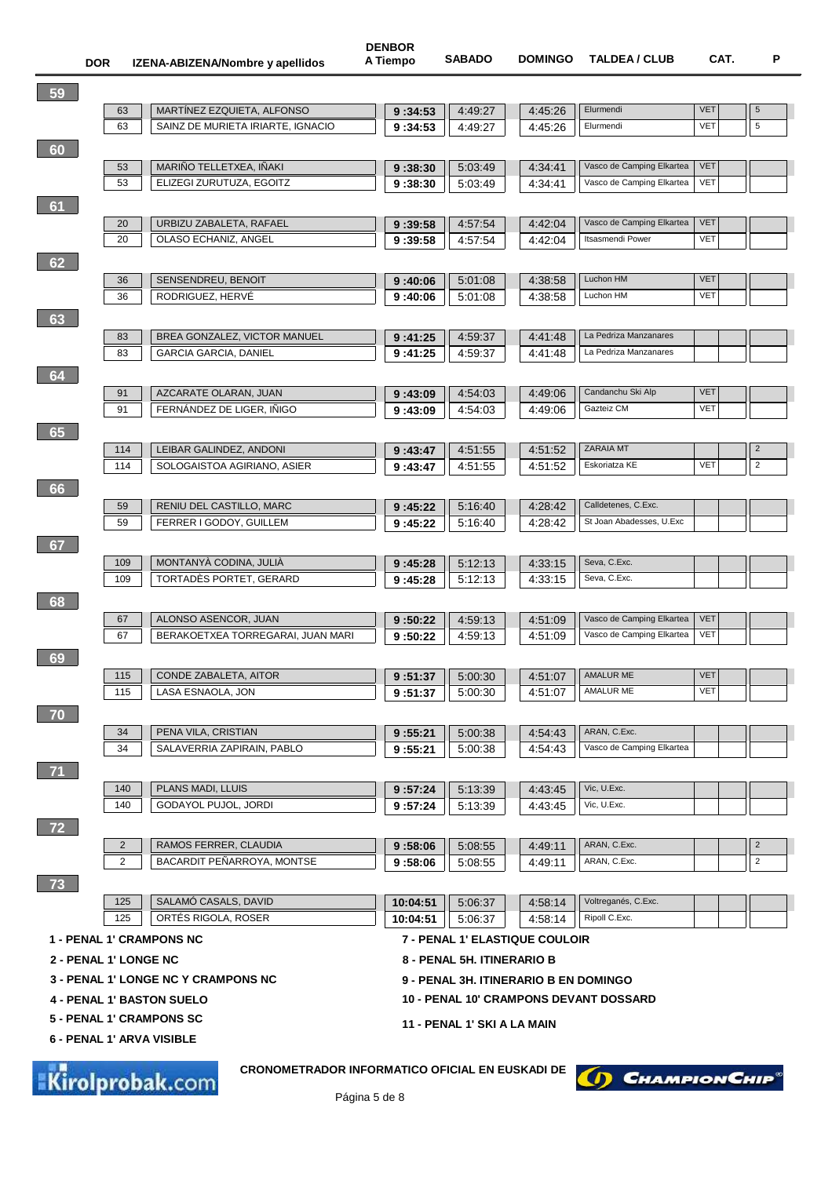| | DOR | IZENA-ABIZENA/Nombre y apellidos | DENBOR A Tiempo | SABADO | DOMINGO | TALDEA / CLUB | CAT. | | P |
|---|---|---|---|---|---|---|---|---|---|
| 59 | | | | | | | | | |
| | 63 | MARTÍNEZ EZQUIETA, ALFONSO | 9 :34:53 | 4:49:27 | 4:45:26 | Elurmendi | VET | | 5 |
| | 63 | SAINZ DE MURIETA IRIARTE, IGNACIO | 9 :34:53 | 4:49:27 | 4:45:26 | Elurmendi | VET | | 5 |
| 60 | | | | | | | | | |
| | 53 | MARIÑO TELLETXEA, IÑAKI | 9 :38:30 | 5:03:49 | 4:34:41 | Vasco de Camping Elkartea | VET | | |
| | 53 | ELIZEGI ZURUTUZA, EGOITZ | 9 :38:30 | 5:03:49 | 4:34:41 | Vasco de Camping Elkartea | VET | | |
| 61 | | | | | | | | | |
| | 20 | URBIZU ZABALETA, RAFAEL | 9 :39:58 | 4:57:54 | 4:42:04 | Vasco de Camping Elkartea | VET | | |
| | 20 | OLASO ECHANIZ, ANGEL | 9 :39:58 | 4:57:54 | 4:42:04 | Itsasmendi Power | VET | | |
| 62 | | | | | | | | | |
| | 36 | SENSENDREU, BENOIT | 9 :40:06 | 5:01:08 | 4:38:58 | Luchon HM | VET | | |
| | 36 | RODRIGUEZ, HERVÉ | 9 :40:06 | 5:01:08 | 4:38:58 | Luchon HM | VET | | |
| 63 | | | | | | | | | |
| | 83 | BREA GONZALEZ, VICTOR MANUEL | 9 :41:25 | 4:59:37 | 4:41:48 | La Pedriza Manzanares | | | |
| | 83 | GARCIA GARCIA, DANIEL | 9 :41:25 | 4:59:37 | 4:41:48 | La Pedriza Manzanares | | | |
| 64 | | | | | | | | | |
| | 91 | AZCARATE OLARAN, JUAN | 9 :43:09 | 4:54:03 | 4:49:06 | Candanchu Ski Alp | VET | | |
| | 91 | FERNÁNDEZ DE LIGER, IÑIGO | 9 :43:09 | 4:54:03 | 4:49:06 | Gazteiz CM | VET | | |
| 65 | | | | | | | | | |
| | 114 | LEIBAR GALINDEZ, ANDONI | 9 :43:47 | 4:51:55 | 4:51:52 | ZARAIA MT | | | 2 |
| | 114 | SOLOGAISTOA AGIRIANO, ASIER | 9 :43:47 | 4:51:55 | 4:51:52 | Eskoriatza KE | VET | | 2 |
| 66 | | | | | | | | | |
| | 59 | RENIU DEL CASTILLO, MARC | 9 :45:22 | 5:16:40 | 4:28:42 | Calldetenes, C.Exc. | | | |
| | 59 | FERRER I GODOY, GUILLEM | 9 :45:22 | 5:16:40 | 4:28:42 | St Joan Abadesses, U.Exc | | | |
| 67 | | | | | | | | | |
| | 109 | MONTANYÀ CODINA, JULIÀ | 9 :45:28 | 5:12:13 | 4:33:15 | Seva, C.Exc. | | | |
| | 109 | TORTADÈS PORTET, GERARD | 9 :45:28 | 5:12:13 | 4:33:15 | Seva, C.Exc. | | | |
| 68 | | | | | | | | | |
| | 67 | ALONSO ASENCOR, JUAN | 9 :50:22 | 4:59:13 | 4:51:09 | Vasco de Camping Elkartea | VET | | |
| | 67 | BERAKOETXEA TORREGARAI, JUAN MARI | 9 :50:22 | 4:59:13 | 4:51:09 | Vasco de Camping Elkartea | VET | | |
| 69 | | | | | | | | | |
| | 115 | CONDE ZABALETA, AITOR | 9 :51:37 | 5:00:30 | 4:51:07 | AMALUR ME | VET | | |
| | 115 | LASA ESNAOLA, JON | 9 :51:37 | 5:00:30 | 4:51:07 | AMALUR ME | VET | | |
| 70 | | | | | | | | | |
| | 34 | PENA VILA, CRISTIAN | 9 :55:21 | 5:00:38 | 4:54:43 | ARAN, C.Exc. | | | |
| | 34 | SALAVERRIA ZAPIRAIN, PABLO | 9 :55:21 | 5:00:38 | 4:54:43 | Vasco de Camping Elkartea | | | |
| 71 | | | | | | | | | |
| | 140 | PLANS MADI, LLUIS | 9 :57:24 | 5:13:39 | 4:43:45 | Vic, U.Exc. | | | |
| | 140 | GODAYOL PUJOL, JORDI | 9 :57:24 | 5:13:39 | 4:43:45 | Vic, U.Exc. | | | |
| 72 | | | | | | | | | |
| | 2 | RAMOS FERRER, CLAUDIA | 9 :58:06 | 5:08:55 | 4:49:11 | ARAN, C.Exc. | | | 2 |
| | 2 | BACARDIT PEÑARROYA, MONTSE | 9 :58:06 | 5:08:55 | 4:49:11 | ARAN, C.Exc. | | | 2 |
| 73 | | | | | | | | | |
| | 125 | SALAMÓ CASALS, DAVID | 10:04:51 | 5:06:37 | 4:58:14 | Voltreganès, C.Exc. | | | |
| | 125 | ORTÉS RIGOLA, ROSER | 10:04:51 | 5:06:37 | 4:58:14 | Ripoll C.Exc. | | | |

**1 - PENAL 1' CRAMPONS NC**
**2 - PENAL 1' LONGE NC**
**3 - PENAL 1' LONGE NC Y CRAMPONS NC**
**4 - PENAL 1' BASTON SUELO**
**5 - PENAL 1' CRAMPONS SC**
**6 - PENAL 1' ARVA VISIBLE**
**7 - PENAL 1' ELASTIQUE COULOIR**
**8 - PENAL 5H. ITINERARIO B**
**9 - PENAL 3H. ITINERARIO B EN DOMINGO**
**10 - PENAL 10' CRAMPONS DEVANT DOSSARD**
**11 - PENAL 1' SKI A LA MAIN**

Kirolprobak.com

**CRONOMETRADOR INFORMATICO OFICIAL EN EUSKADI DE** ChampionChip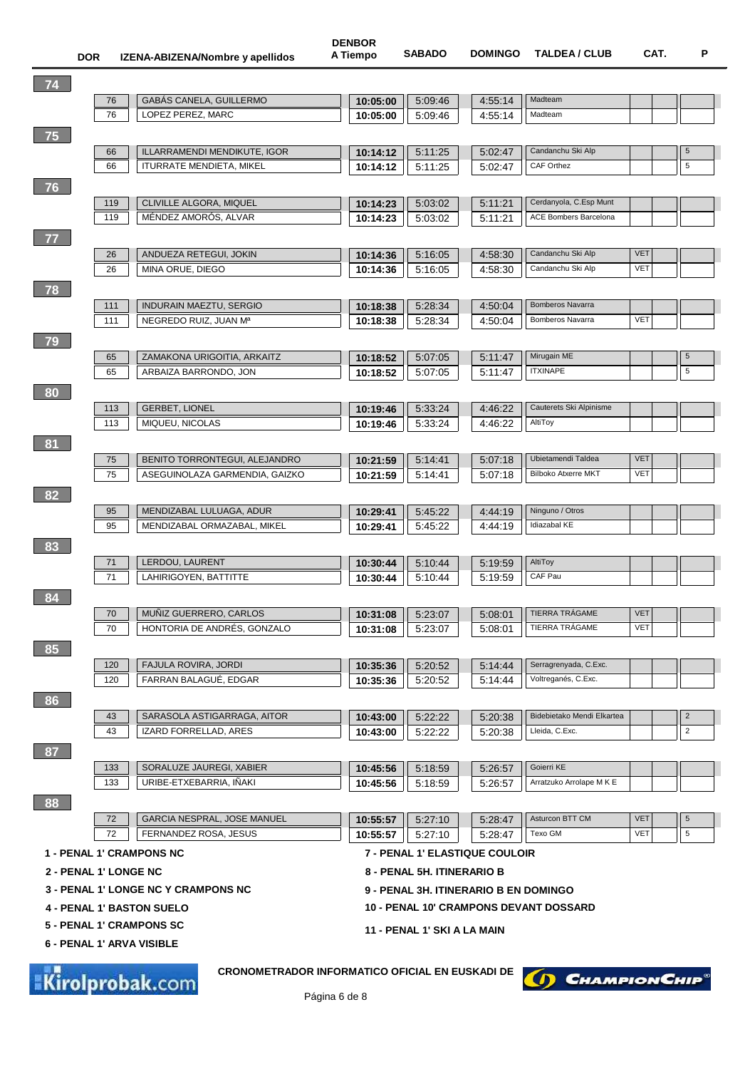| DOR | | IZENA-ABIZENA/Nombre y apellidos | DENBOR A Tiempo | SABADO | DOMINGO | TALDEA / CLUB | CAT. | | P |
|---|---|---|---|---|---|---|---|---|---|
| 74 | | | | | | | | | |
| | 76 | GABÁS CANELA, GUILLERMO | 10:05:00 | 5:09:46 | 4:55:14 | Madteam | | | |
| | 76 | LOPEZ PEREZ, MARC | 10:05:00 | 5:09:46 | 4:55:14 | Madteam | | | |
| 75 | | | | | | | | | |
| | 66 | ILLARRAMENDI MENDIKUTE, IGOR | 10:14:12 | 5:11:25 | 5:02:47 | Candanchu Ski Alp | | | 5 |
| | 66 | ITURRATE MENDIETA, MIKEL | 10:14:12 | 5:11:25 | 5:02:47 | CAF Orthez | | | 5 |
| 76 | | | | | | | | | |
| | 119 | CLIVILLE ALGORA, MIQUEL | 10:14:23 | 5:03:02 | 5:11:21 | Cerdanyola, C.Esp Munt | | | |
| | 119 | MÉNDEZ AMORÓS, ALVAR | 10:14:23 | 5:03:02 | 5:11:21 | ACE Bombers Barcelona | | | |
| 77 | | | | | | | | | |
| | 26 | ANDUEZA RETEGUI, JOKIN | 10:14:36 | 5:16:05 | 4:58:30 | Candanchu Ski Alp | VET | | |
| | 26 | MINA ORUE, DIEGO | 10:14:36 | 5:16:05 | 4:58:30 | Candanchu Ski Alp | VET | | |
| 78 | | | | | | | | | |
| | 111 | INDURAIN MAEZTU, SERGIO | 10:18:38 | 5:28:34 | 4:50:04 | Bomberos Navarra | | | |
| | 111 | NEGREDO RUIZ, JUAN Mª | 10:18:38 | 5:28:34 | 4:50:04 | Bomberos Navarra | VET | | |
| 79 | | | | | | | | | |
| | 65 | ZAMAKONA URIGOITIA, ARKAITZ | 10:18:52 | 5:07:05 | 5:11:47 | Mirugain ME | | | 5 |
| | 65 | ARBAIZA BARRONDO, JON | 10:18:52 | 5:07:05 | 5:11:47 | ITXINAPE | | | 5 |
| 80 | | | | | | | | | |
| | 113 | GERBET, LIONEL | 10:19:46 | 5:33:24 | 4:46:22 | Cauterets Ski Alpinisme | | | |
| | 113 | MIQUEU, NICOLAS | 10:19:46 | 5:33:24 | 4:46:22 | AltiToy | | | |
| 81 | | | | | | | | | |
| | 75 | BENITO TORRONTEGUI, ALEJANDRO | 10:21:59 | 5:14:41 | 5:07:18 | Ubietamendi Taldea | VET | | |
| | 75 | ASEGUINOLAZA GARMENDIA, GAIZKO | 10:21:59 | 5:14:41 | 5:07:18 | Bilboko Atxerre MKT | VET | | |
| 82 | | | | | | | | | |
| | 95 | MENDIZABAL LULUAGA, ADUR | 10:29:41 | 5:45:22 | 4:44:19 | Ninguno / Otros | | | |
| | 95 | MENDIZABAL ORMAZABAL, MIKEL | 10:29:41 | 5:45:22 | 4:44:19 | Idiazabal KE | | | |
| 83 | | | | | | | | | |
| | 71 | LERDOU, LAURENT | 10:30:44 | 5:10:44 | 5:19:59 | AltiToy | | | |
| | 71 | LAHIRIGOYEN, BATTITTE | 10:30:44 | 5:10:44 | 5:19:59 | CAF Pau | | | |
| 84 | | | | | | | | | |
| | 70 | MUÑIZ GUERRERO, CARLOS | 10:31:08 | 5:23:07 | 5:08:01 | TIERRA TRÁGAME | VET | | |
| | 70 | HONTORIA DE ANDRÉS, GONZALO | 10:31:08 | 5:23:07 | 5:08:01 | TIERRA TRÁGAME | VET | | |
| 85 | | | | | | | | | |
| | 120 | FAJULA ROVIRA, JORDI | 10:35:36 | 5:20:52 | 5:14:44 | Serragrenyada, C.Exc. | | | |
| | 120 | FARRAN BALAGUÉ, EDGAR | 10:35:36 | 5:20:52 | 5:14:44 | Voltreganés, C.Exc. | | | |
| 86 | | | | | | | | | |
| | 43 | SARASOLA ASTIGARRAGA, AITOR | 10:43:00 | 5:22:22 | 5:20:38 | Bidebietako Mendi Elkartea | | | 2 |
| | 43 | IZARD FORRELLAD, ARES | 10:43:00 | 5:22:22 | 5:20:38 | Lleida, C.Exc. | | | 2 |
| 87 | | | | | | | | | |
| | 133 | SORALUZE JAUREGI, XABIER | 10:45:56 | 5:18:59 | 5:26:57 | Goierri KE | | | |
| | 133 | URIBE-ETXEBARRIA, IÑAKI | 10:45:56 | 5:18:59 | 5:26:57 | Arratzuko Arrolape M K E | | | |
| 88 | | | | | | | | | |
| | 72 | GARCIA NESPRAL, JOSE MANUEL | 10:55:57 | 5:27:10 | 5:28:47 | Asturcon BTT CM | VET | | 5 |
| | 72 | FERNANDEZ ROSA, JESUS | 10:55:57 | 5:27:10 | 5:28:47 | Texo GM | VET | | 5 |

**1 - PENAL 1' CRAMPONS NC**
**2 - PENAL 1' LONGE NC**
**3 - PENAL 1' LONGE NC Y CRAMPONS NC**
**4 - PENAL 1' BASTON SUELO**
**5 - PENAL 1' CRAMPONS SC**
**6 - PENAL 1' ARVA VISIBLE**
**7 - PENAL 1' ELASTIQUE COULOIR**
**8 - PENAL 5H. ITINERARIO B**
**9 - PENAL 3H. ITINERARIO B EN DOMINGO**
**10 - PENAL 10' CRAMPONS DEVANT DOSSARD**
**11 - PENAL 1' SKI A LA MAIN**

Kirolprobak.com

**CRONOMETRADOR INFORMATICO OFICIAL EN EUSKADI DE** ChampionChip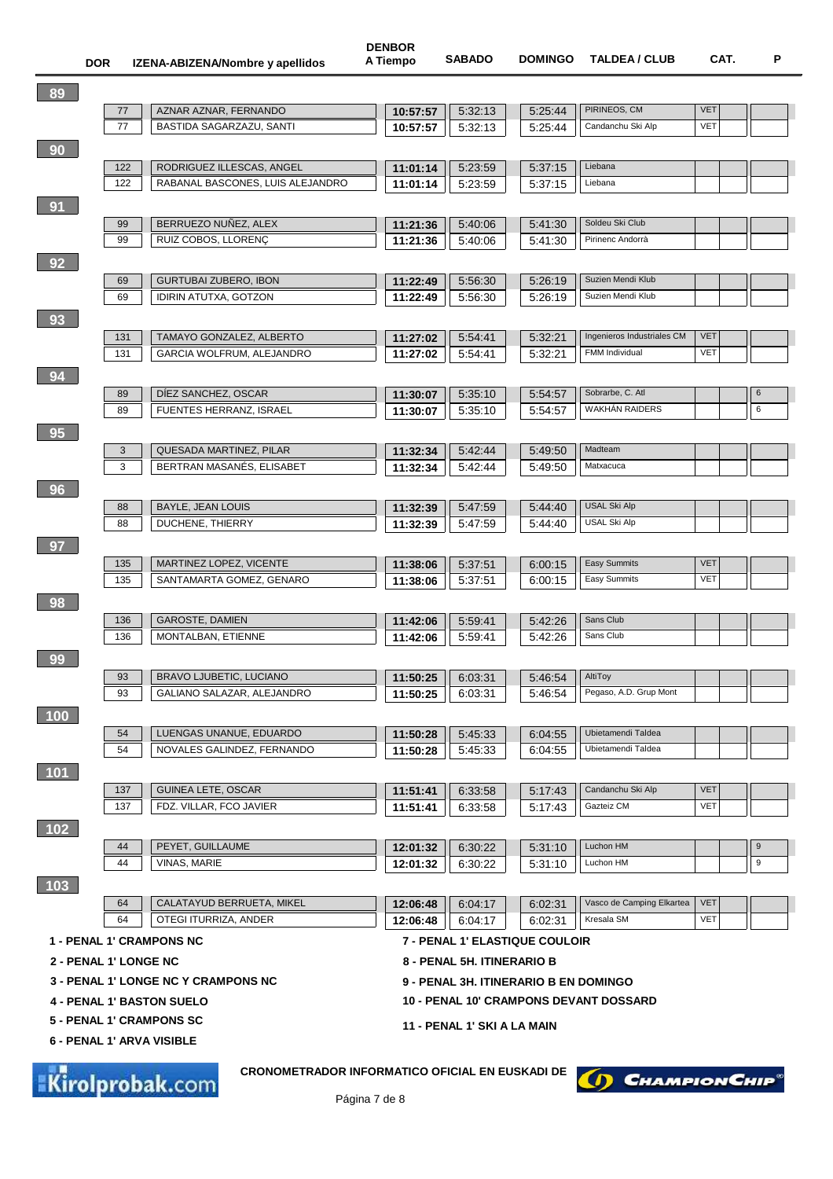| | DOR | IZENA-ABIZENA/Nombre y apellidos | DENBOR A Tiempo | SABADO | DOMINGO | TALDEA / CLUB | CAT. | | P |
|---|---|---|---|---|---|---|---|---|---|
| **89** | | | | | | | | | |
| | 77 | AZNAR AZNAR, FERNANDO | **10:57:57** | 5:32:13 | 5:25:44 | PIRINEOS, CM | VET | | |
| | 77 | BASTIDA SAGARZAZU, SANTI | **10:57:57** | 5:32:13 | 5:25:44 | Candanchu Ski Alp | VET | | |
| **90** | | | | | | | | | |
| | 122 | RODRIGUEZ ILLESCAS, ANGEL | **11:01:14** | 5:23:59 | 5:37:15 | Liebana | | | |
| | 122 | RABANAL BASCONES, LUIS ALEJANDRO | **11:01:14** | 5:23:59 | 5:37:15 | Liebana | | | |
| **91** | | | | | | | | | |
| | 99 | BERRUEZO NUÑEZ, ALEX | **11:21:36** | 5:40:06 | 5:41:30 | Soldeu Ski Club | | | |
| | 99 | RUIZ COBOS, LLORENÇ | **11:21:36** | 5:40:06 | 5:41:30 | Pirinenc Andorrà | | | |
| **92** | | | | | | | | | |
| | 69 | GURTUBAI ZUBERO, IBON | **11:22:49** | 5:56:30 | 5:26:19 | Suzien Mendi Klub | | | |
| | 69 | IDIRIN ATUTXA, GOTZON | **11:22:49** | 5:56:30 | 5:26:19 | Suzien Mendi Klub | | | |
| **93** | | | | | | | | | |
| | 131 | TAMAYO GONZALEZ, ALBERTO | **11:27:02** | 5:54:41 | 5:32:21 | Ingenieros Industriales CM | VET | | |
| | 131 | GARCIA WOLFRUM, ALEJANDRO | **11:27:02** | 5:54:41 | 5:32:21 | FMM Individual | VET | | |
| **94** | | | | | | | | | |
| | 89 | DÍEZ SANCHEZ, OSCAR | **11:30:07** | 5:35:10 | 5:54:57 | Sobrarbe, C. Atl | | | 6 |
| | 89 | FUENTES HERRANZ, ISRAEL | **11:30:07** | 5:35:10 | 5:54:57 | WAKHÁN RAIDERS | | | 6 |
| **95** | | | | | | | | | |
| | 3 | QUESADA MARTINEZ, PILAR | **11:32:34** | 5:42:44 | 5:49:50 | Madteam | | | |
| | 3 | BERTRAN MASANÉS, ELISABET | **11:32:34** | 5:42:44 | 5:49:50 | Matxacuca | | | |
| **96** | | | | | | | | | |
| | 88 | BAYLE, JEAN LOUIS | **11:32:39** | 5:47:59 | 5:44:40 | USAL Ski Alp | | | |
| | 88 | DUCHENE, THIERRY | **11:32:39** | 5:47:59 | 5:44:40 | USAL Ski Alp | | | |
| **97** | | | | | | | | | |
| | 135 | MARTINEZ LOPEZ, VICENTE | **11:38:06** | 5:37:51 | 6:00:15 | Easy Summits | VET | | |
| | 135 | SANTAMARTA GOMEZ, GENARO | **11:38:06** | 5:37:51 | 6:00:15 | Easy Summits | VET | | |
| **98** | | | | | | | | | |
| | 136 | GAROSTE, DAMIEN | **11:42:06** | 5:59:41 | 5:42:26 | Sans Club | | | |
| | 136 | MONTALBAN, ETIENNE | **11:42:06** | 5:59:41 | 5:42:26 | Sans Club | | | |
| **99** | | | | | | | | | |
| | 93 | BRAVO LJUBETIC, LUCIANO | **11:50:25** | 6:03:31 | 5:46:54 | AltiToy | | | |
| | 93 | GALIANO SALAZAR, ALEJANDRO | **11:50:25** | 6:03:31 | 5:46:54 | Pegaso, A.D. Grup Mont | | | |
| **100** | | | | | | | | | |
| | 54 | LUENGAS UNANUE, EDUARDO | **11:50:28** | 5:45:33 | 6:04:55 | Ubietamendi Taldea | | | |
| | 54 | NOVALES GALINDEZ, FERNANDO | **11:50:28** | 5:45:33 | 6:04:55 | Ubietamendi Taldea | | | |
| **101** | | | | | | | | | |
| | 137 | GUINEA LETE, OSCAR | **11:51:41** | 6:33:58 | 5:17:43 | Candanchu Ski Alp | VET | | |
| | 137 | FDZ. VILLAR, FCO JAVIER | **11:51:41** | 6:33:58 | 5:17:43 | Gazteiz CM | VET | | |
| **102** | | | | | | | | | |
| | 44 | PEYET, GUILLAUME | **12:01:32** | 6:30:22 | 5:31:10 | Luchon HM | | | 9 |
| | 44 | VINAS, MARIE | **12:01:32** | 6:30:22 | 5:31:10 | Luchon HM | | | 9 |
| **103** | | | | | | | | | |
| | 64 | CALATAYUD BERRUETA, MIKEL | **12:06:48** | 6:04:17 | 6:02:31 | Vasco de Camping Elkartea | VET | | |
| | 64 | OTEGI ITURRIZA, ANDER | **12:06:48** | 6:04:17 | 6:02:31 | Kresala SM | VET | | |

**1 - PENAL 1' CRAMPONS NC**
**2 - PENAL 1' LONGE NC**
**3 - PENAL 1' LONGE NC Y CRAMPONS NC**
**4 - PENAL 1' BASTON SUELO**
**5 - PENAL 1' CRAMPONS SC**
**6 - PENAL 1' ARVA VISIBLE**
**7 - PENAL 1' ELASTIQUE COULOIR**
**8 - PENAL 5H. ITINERARIO B**
**9 - PENAL 3H. ITINERARIO B EN DOMINGO**
**10 - PENAL 10' CRAMPONS DEVANT DOSSARD**
**11 - PENAL 1' SKI A LA MAIN**

Kirolprobak.com

**CRONOMETRADOR INFORMATICO OFICIAL EN EUSKADI DE** ChampionChip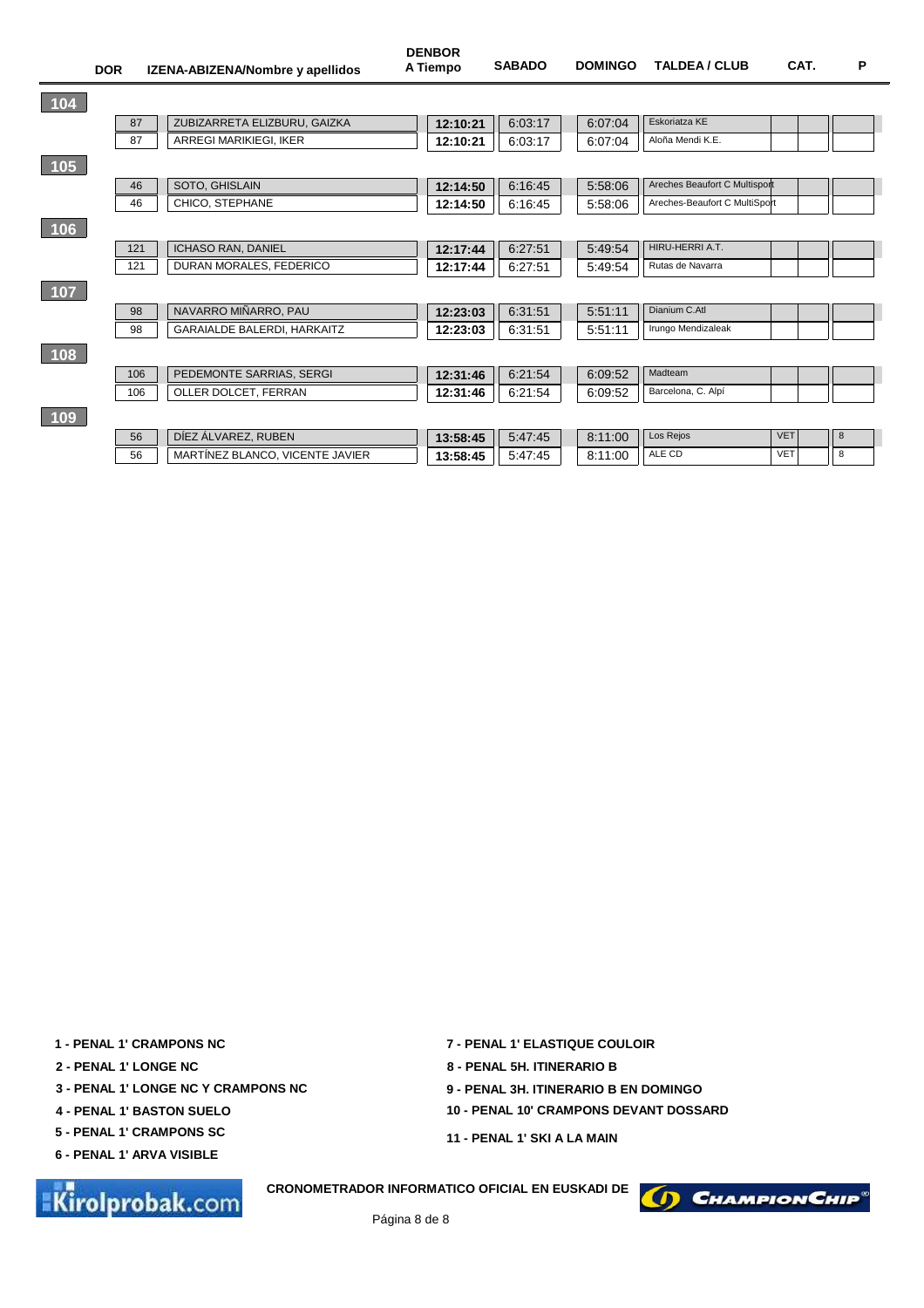| | DOR | IZENA-ABIZENA/Nombre y apellidos | DENBOR A Tiempo | SABADO | DOMINGO | TALDEA / CLUB | CAT. | | P |
|---|---|---|---|---|---|---|---|---|---|
| 104 | | | | | | | | | |
| | 87 | ZUBIZARRETA ELIZBURU, GAIZKA | 12:10:21 | 6:03:17 | 6:07:04 | Eskoriatza KE | | | |
| | 87 | ARREGI MARIKIEGI, IKER | 12:10:21 | 6:03:17 | 6:07:04 | Aloña Mendi K.E. | | | |
| 105 | | | | | | | | | |
| | 46 | SOTO, GHISLAIN | 12:14:50 | 6:16:45 | 5:58:06 | Areches Beaufort C Multisport | | | |
| | 46 | CHICO, STEPHANE | 12:14:50 | 6:16:45 | 5:58:06 | Areches-Beaufort C MultiSport | | | |
| 106 | | | | | | | | | |
| | 121 | ICHASO RAN, DANIEL | 12:17:44 | 6:27:51 | 5:49:54 | HIRU-HERRI A.T. | | | |
| | 121 | DURAN MORALES, FEDERICO | 12:17:44 | 6:27:51 | 5:49:54 | Rutas de Navarra | | | |
| 107 | | | | | | | | | |
| | 98 | NAVARRO MIÑARRO, PAU | 12:23:03 | 6:31:51 | 5:51:11 | Dianium C.Atl | | | |
| | 98 | GARAIALDE BALERDI, HARKAITZ | 12:23:03 | 6:31:51 | 5:51:11 | Irungo Mendizaleak | | | |
| 108 | | | | | | | | | |
| | 106 | PEDEMONTE SARRIAS, SERGI | 12:31:46 | 6:21:54 | 6:09:52 | Madteam | | | |
| | 106 | OLLER DOLCET, FERRAN | 12:31:46 | 6:21:54 | 6:09:52 | Barcelona, C. Alpí | | | |
| 109 | | | | | | | | | |
| | 56 | DÍEZ ÁLVAREZ, RUBEN | 13:58:45 | 5:47:45 | 8:11:00 | Los Rejos | VET | | 8 |
| | 56 | MARTÍNEZ BLANCO, VICENTE JAVIER | 13:58:45 | 5:47:45 | 8:11:00 | ALE CD | VET | | 8 |

**1 - PENAL 1' CRAMPONS NC**

**2 - PENAL 1' LONGE NC**

**3 - PENAL 1' LONGE NC Y CRAMPONS NC**

**4 - PENAL 1' BASTON SUELO**

**5 - PENAL 1' CRAMPONS SC**

**6 - PENAL 1' ARVA VISIBLE**

**7 - PENAL 1' ELASTIQUE COULOIR**

**8 - PENAL 5H. ITINERARIO B**

**9 - PENAL 3H. ITINERARIO B EN DOMINGO**

**10 - PENAL 10' CRAMPONS DEVANT DOSSARD**

**11 - PENAL 1' SKI A LA MAIN**

Kirolprobak.com

**CRONOMETRADOR INFORMATICO OFICIAL EN EUSKADI DE** CHAMPIONCHIP